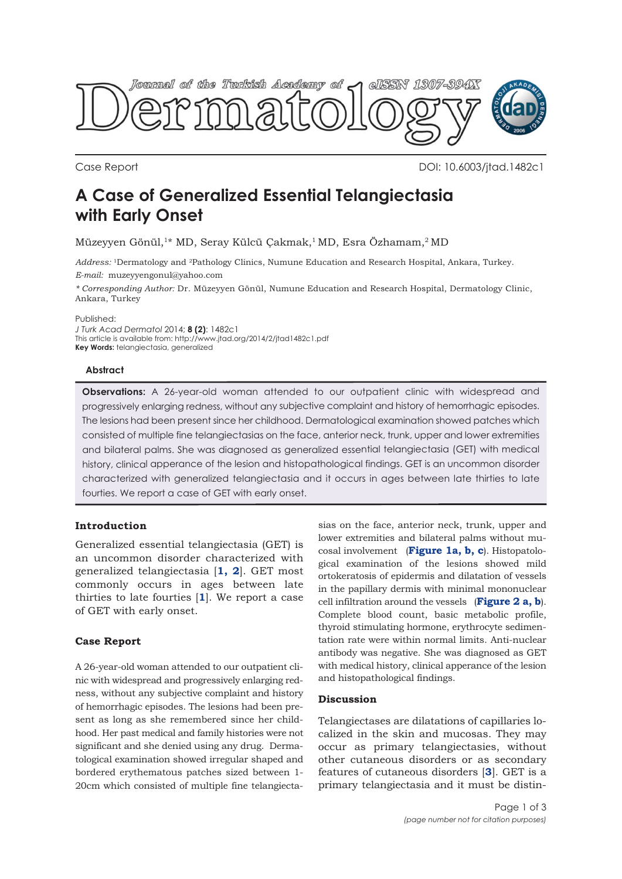Journal of the Turkish Academy of Dermatology — eISSN 1307-394X

Case Report

DOI: 10.6003/jtad.1482c1

# A Case of Generalized Essential Telangiectasia with Early Onset

Müzeyyen Gönül,[1]* MD, Seray Külcü Çakmak,[1] MD, Esra Özhamam,[2] MD

*Address:* [1]Dermatology and [2]Pathology Clinics, Numune Education and Research Hospital, Ankara, Turkey.
*E-mail:* muzeyyengonul@yahoo.com

*\* Corresponding Author:* Dr. Müzeyyen Gönül, Numune Education and Research Hospital, Dermatology Clinic, Ankara, Turkey

Published:
*J Turk Acad Dermatol* 2014; **8 (2)**: 1482c1
This article is available from: http://www.jtad.org/2014/2/jtad1482c1.pdf
**Key Words:** telangiectasia, generalized

### Abstract

**Observations:** A 26-year-old woman attended to our outpatient clinic with widespread and progressively enlarging redness, without any subjective complaint and history of hemorrhagic episodes. The lesions had been present since her childhood. Dermatological examination showed patches which consisted of multiple fine telangiectasias on the face, anterior neck, trunk, upper and lower extremities and bilateral palms. She was diagnosed as generalized essential telangiectasia (GET) with medical history, clinical apperance of the lesion and histopathological findings. GET is an uncommon disorder characterized with generalized telangiectasia and it occurs in ages between late thirties to late fourties. We report a case of GET with early onset.

## Introduction

Generalized essential telangiectasia (GET) is an uncommon disorder characterized with generalized telangiectasia [**1, 2**]. GET most commonly occurs in ages between late thirties to late fourties [**1**]. We report a case of GET with early onset.

## Case Report

A 26-year-old woman attended to our outpatient clinic with widespread and progressively enlarging redness, without any subjective complaint and history of hemorrhagic episodes. The lesions had been present as long as she remembered since her childhood. Her past medical and family histories were not significant and she denied using any drug. Dermatological examination showed irregular shaped and bordered erythematous patches sized between 1-20cm which consisted of multiple fine telangiectasias on the face, anterior neck, trunk, upper and lower extremities and bilateral palms without mucosal involvement (**Figure 1a, b, c**). Histopatological examination of the lesions showed mild ortokeratosis of epidermis and dilatation of vessels in the papillary dermis with minimal mononuclear cell infiltration around the vessels (**Figure 2 a, b**). Complete blood count, basic metabolic profile, thyroid stimulating hormone, erythrocyte sedimentation rate were within normal limits. Anti-nuclear antibody was negative. She was diagnosed as GET with medical history, clinical apperance of the lesion and histopathological findings.

## Discussion

Telangiectases are dilatations of capillaries localized in the skin and mucosas. They may occur as primary telangiectasies, without other cutaneous disorders or as secondary features of cutaneous disorders [**3**]. GET is a primary telangiectasia and it must be distin-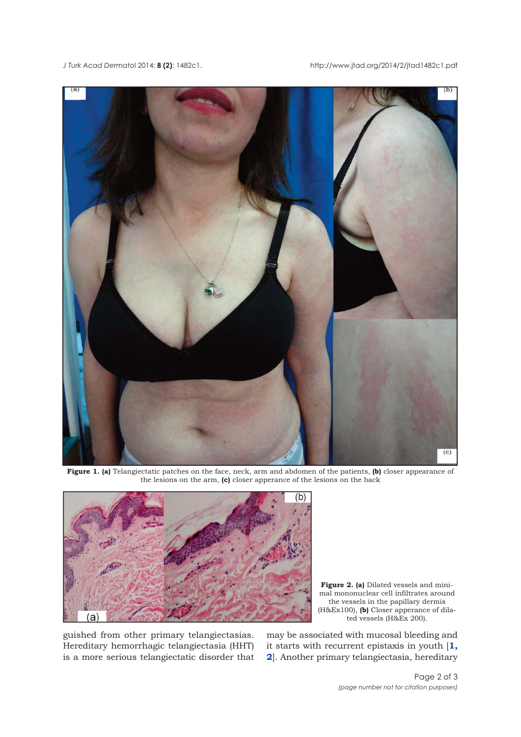**Figure 1. (a)** Telangiectatic patches on the face, neck, arm and abdomen of the patients, **(b)** closer appearance of the lesions on the arm, **(c)** closer apperance of the lesions on the back

**Figure 2. (a)** Dilated vessels and minimal mononuclear cell infiltrates around the vessels in the papillary dermis (H&Ex100), **(b)** Closer apperance of dilated vessels (H&Ex 200).

guished from other primary telangiectasias. Hereditary hemorrhagic telangiectasia (HHT) is a more serious telangiectatic disorder that may be associated with mucosal bleeding and it starts with recurrent epistaxis in youth [**1, 2**]. Another primary telangiectasia, hereditary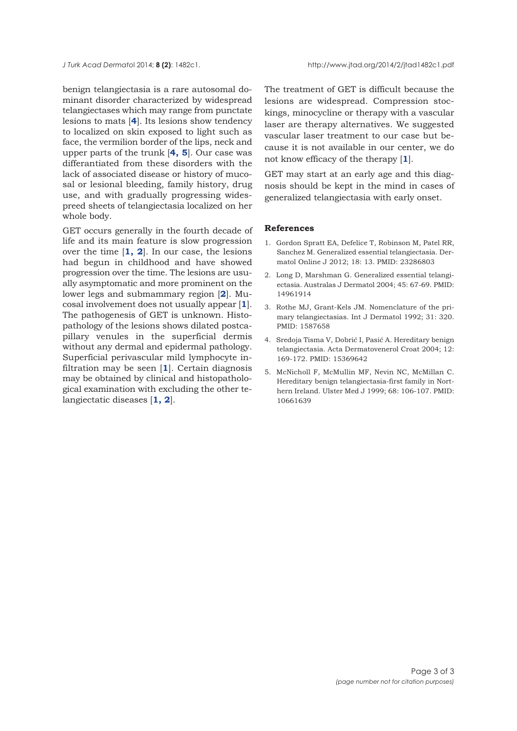benign telangiectasia is a rare autosomal dominant disorder characterized by widespread telangiectases which may range from punctate lesions to mats [**4**]. Its lesions show tendency to localized on skin exposed to light such as face, the vermilion border of the lips, neck and upper parts of the trunk [**4, 5**]. Our case was differantiated from these disorders with the lack of associated disease or history of mucosal or lesional bleeding, family history, drug use, and with gradually progressing widespreed sheets of telangiectasia localized on her whole body.

GET occurs generally in the fourth decade of life and its main feature is slow progression over the time [**1, 2**]. In our case, the lesions had begun in childhood and have showed progression over the time. The lesions are usually asymptomatic and more prominent on the lower legs and submammary region [**2**]. Mucosal involvement does not usually appear [**1**]. The pathogenesis of GET is unknown. Histopathology of the lesions shows dilated postcapillary venules in the superficial dermis without any dermal and epidermal pathology. Superficial perivascular mild lymphocyte infiltration may be seen [**1**]. Certain diagnosis may be obtained by clinical and histopathological examination with excluding the other telangiectatic diseases [**1, 2**].

The treatment of GET is difficult because the lesions are widespread. Compression stockings, minocycline or therapy with a vascular laser are therapy alternatives. We suggested vascular laser treatment to our case but because it is not available in our center, we do not know efficacy of the therapy [**1**].

GET may start at an early age and this diagnosis should be kept in the mind in cases of generalized telangiectasia with early onset.

## References

1. Gordon Spratt EA, Defelice T, Robinson M, Patel RR, Sanchez M. Generalized essential telangiectasia. Dermatol Online J 2012; 18: 13. PMID: 23286803
2. Long D, Marshman G. Generalized essential telangiectasia. Australas J Dermatol 2004; 45: 67-69. PMID: 14961914
3. Rothe MJ, Grant-Kels JM. Nomenclature of the primary telangiectasias. Int J Dermatol 1992; 31: 320. PMID: 1587658
4. Sredoja Tisma V, Dobrić I, Pasić A. Hereditary benign telangiectasia. Acta Dermatovenerol Croat 2004; 12: 169-172. PMID: 15369642
5. McNicholl F, McMullin MF, Nevin NC, McMillan C. Hereditary benign telangiectasia-first family in Northern Ireland. Ulster Med J 1999; 68: 106-107. PMID: 10661639